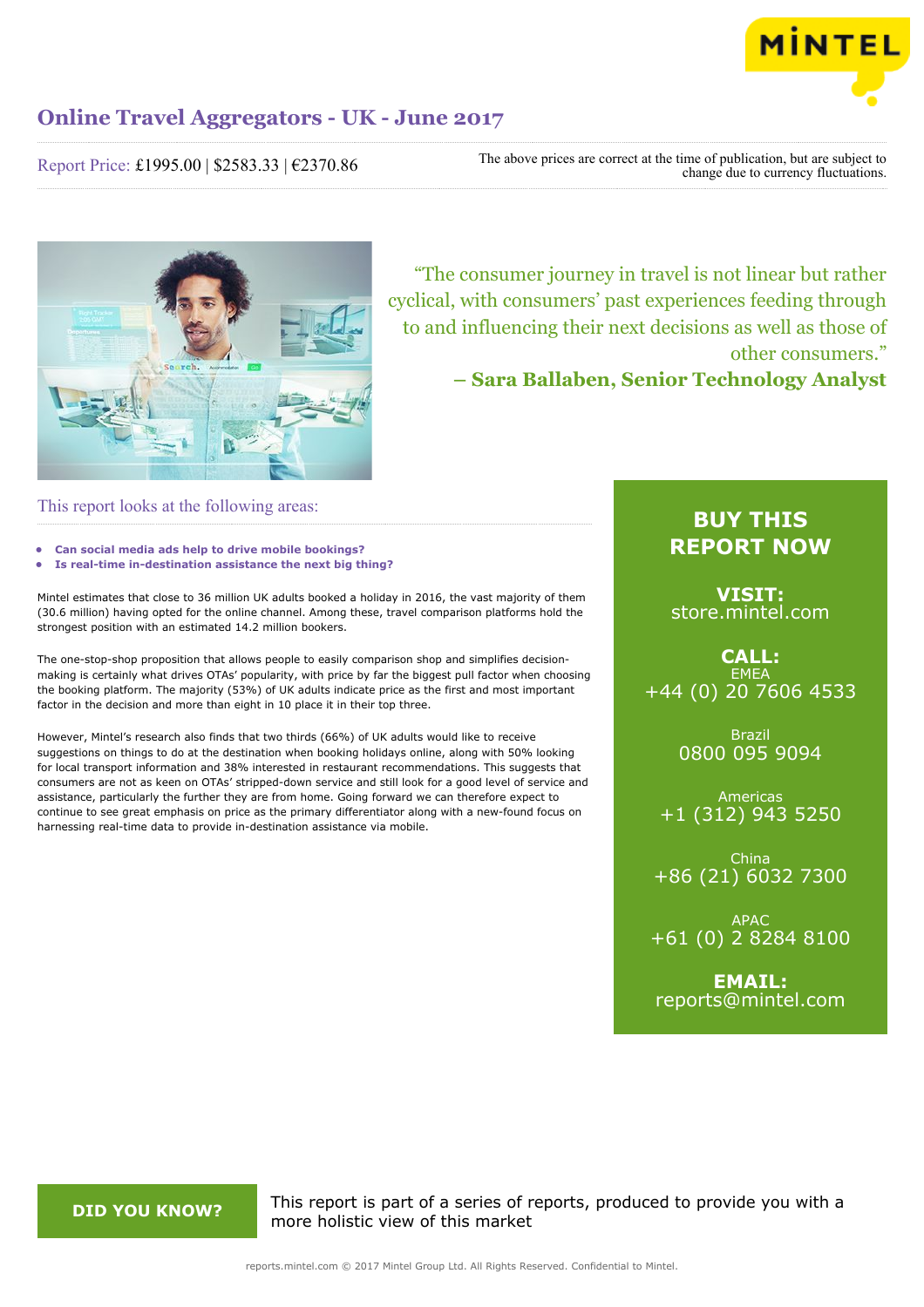# Online Travel Aggregators - UK - June 2017

Report Price: £1995.00 | $2583.33 | €2370.86

The above prices are correct at the time of publication, but are subject to change due to currency fluctuations.

> "The consumer journey in travel is not linear but rather cyclical, with consumers' past experiences feeding through to and influencing their next decisions as well as those of other consumers."
> **– Sara Ballaben, Senior Technology Analyst**

## This report looks at the following areas:

- **Can social media ads help to drive mobile bookings?**
- **Is real-time in-destination assistance the next big thing?**

Mintel estimates that close to 36 million UK adults booked a holiday in 2016, the vast majority of them (30.6 million) having opted for the online channel. Among these, travel comparison platforms hold the strongest position with an estimated 14.2 million bookers.

The one-stop-shop proposition that allows people to easily comparison shop and simplifies decision-making is certainly what drives OTAs' popularity, with price by far the biggest pull factor when choosing the booking platform. The majority (53%) of UK adults indicate price as the first and most important factor in the decision and more than eight in 10 place it in their top three.

However, Mintel's research also finds that two thirds (66%) of UK adults would like to receive suggestions on things to do at the destination when booking holidays online, along with 50% looking for local transport information and 38% interested in restaurant recommendations. This suggests that consumers are not as keen on OTAs' stripped-down service and still look for a good level of service and assistance, particularly the further they are from home. Going forward we can therefore expect to continue to see great emphasis on price as the primary differentiator along with a new-found focus on harnessing real-time data to provide in-destination assistance via mobile.

## BUY THIS REPORT NOW

**VISIT:**
store.mintel.com

**CALL:**

EMEA
+44 (0) 20 7606 4533

Brazil
0800 095 9094

Americas
+1 (312) 943 5250

China
+86 (21) 6032 7300

APAC
+61 (0) 2 8284 8100

**EMAIL:**
reports@mintel.com

**DID YOU KNOW?**

This report is part of a series of reports, produced to provide you with a more holistic view of this market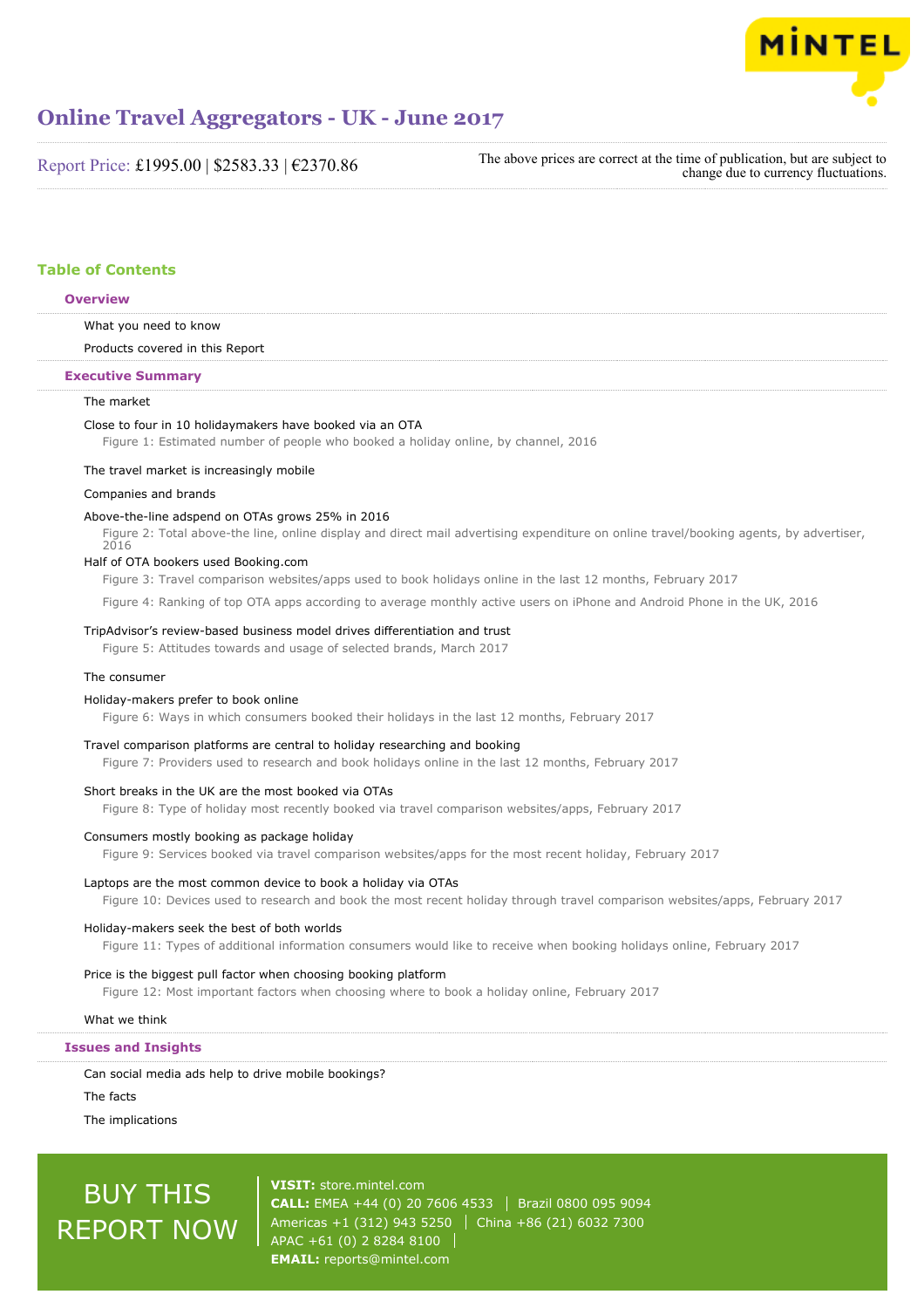# Online Travel Aggregators - UK - June 2017

Report Price: £1995.00 | $2583.33 | €2370.86

The above prices are correct at the time of publication, but are subject to change due to currency fluctuations.

## Table of Contents

### Overview

What you need to know

Products covered in this Report

### Executive Summary

The market

Close to four in 10 holidaymakers have booked via an OTA

Figure 1: Estimated number of people who booked a holiday online, by channel, 2016

The travel market is increasingly mobile

Companies and brands

Above-the-line adspend on OTAs grows 25% in 2016

Figure 2: Total above-the line, online display and direct mail advertising expenditure on online travel/booking agents, by advertiser, 2016

Half of OTA bookers used Booking.com

Figure 3: Travel comparison websites/apps used to book holidays online in the last 12 months, February 2017

Figure 4: Ranking of top OTA apps according to average monthly active users on iPhone and Android Phone in the UK, 2016

TripAdvisor's review-based business model drives differentiation and trust

Figure 5: Attitudes towards and usage of selected brands, March 2017

The consumer

Holiday-makers prefer to book online

Figure 6: Ways in which consumers booked their holidays in the last 12 months, February 2017

Travel comparison platforms are central to holiday researching and booking

Figure 7: Providers used to research and book holidays online in the last 12 months, February 2017

Short breaks in the UK are the most booked via OTAs

Figure 8: Type of holiday most recently booked via travel comparison websites/apps, February 2017

Consumers mostly booking as package holiday

Figure 9: Services booked via travel comparison websites/apps for the most recent holiday, February 2017

Laptops are the most common device to book a holiday via OTAs

Figure 10: Devices used to research and book the most recent holiday through travel comparison websites/apps, February 2017

Holiday-makers seek the best of both worlds

Figure 11: Types of additional information consumers would like to receive when booking holidays online, February 2017

Price is the biggest pull factor when choosing booking platform

Figure 12: Most important factors when choosing where to book a holiday online, February 2017

What we think

### Issues and Insights

Can social media ads help to drive mobile bookings?

The facts

The implications

BUY THIS REPORT NOW

**VISIT:** store.mintel.com
**CALL:** EMEA +44 (0) 20 7606 4533 | Brazil 0800 095 9094
Americas +1 (312) 943 5250 | China +86 (21) 6032 7300
APAC +61 (0) 2 8284 8100
**EMAIL:** reports@mintel.com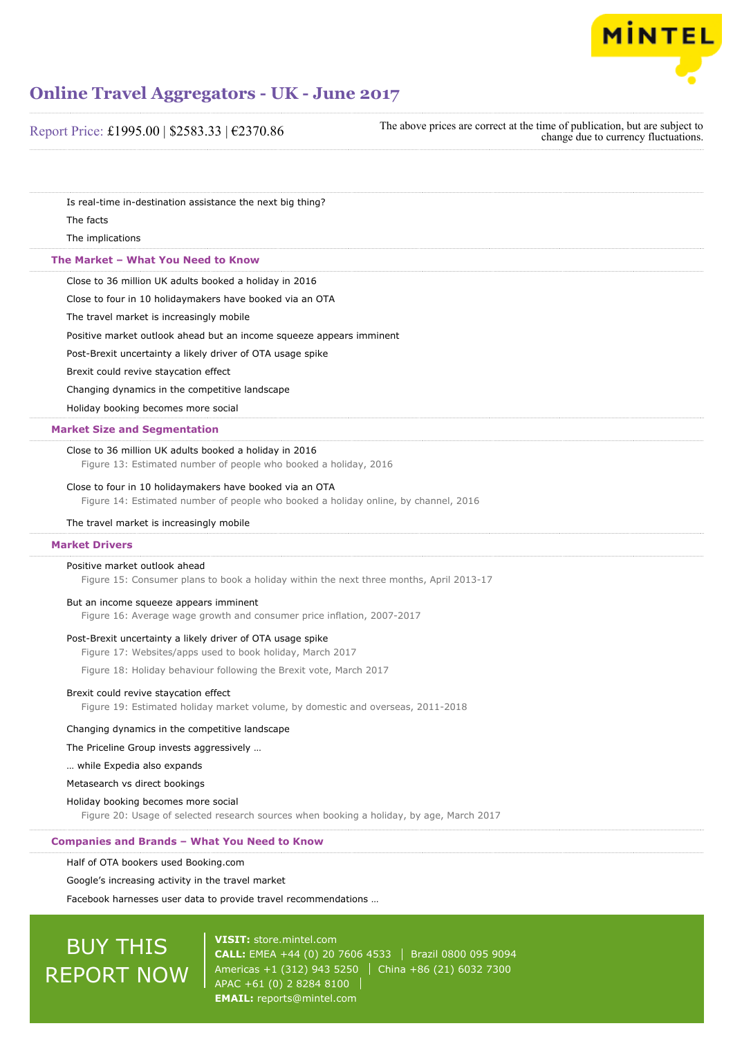Is real-time in-destination assistance the next big thing?

The facts

The implications

## The Market – What You Need to Know

Close to 36 million UK adults booked a holiday in 2016

Close to four in 10 holidaymakers have booked via an OTA

The travel market is increasingly mobile

Positive market outlook ahead but an income squeeze appears imminent

Post-Brexit uncertainty a likely driver of OTA usage spike

Brexit could revive staycation effect

Changing dynamics in the competitive landscape

Holiday booking becomes more social

## Market Size and Segmentation

Close to 36 million UK adults booked a holiday in 2016

Figure 13: Estimated number of people who booked a holiday, 2016

Close to four in 10 holidaymakers have booked via an OTA

Figure 14: Estimated number of people who booked a holiday online, by channel, 2016

The travel market is increasingly mobile

## Market Drivers

Positive market outlook ahead

Figure 15: Consumer plans to book a holiday within the next three months, April 2013-17

But an income squeeze appears imminent

Figure 16: Average wage growth and consumer price inflation, 2007-2017

Post-Brexit uncertainty a likely driver of OTA usage spike

Figure 17: Websites/apps used to book holiday, March 2017

Figure 18: Holiday behaviour following the Brexit vote, March 2017

Brexit could revive staycation effect

Figure 19: Estimated holiday market volume, by domestic and overseas, 2011-2018

Changing dynamics in the competitive landscape

The Priceline Group invests aggressively …

… while Expedia also expands

Metasearch vs direct bookings

Holiday booking becomes more social

Figure 20: Usage of selected research sources when booking a holiday, by age, March 2017

## Companies and Brands – What You Need to Know

Half of OTA bookers used Booking.com

Google's increasing activity in the travel market

Facebook harnesses user data to provide travel recommendations …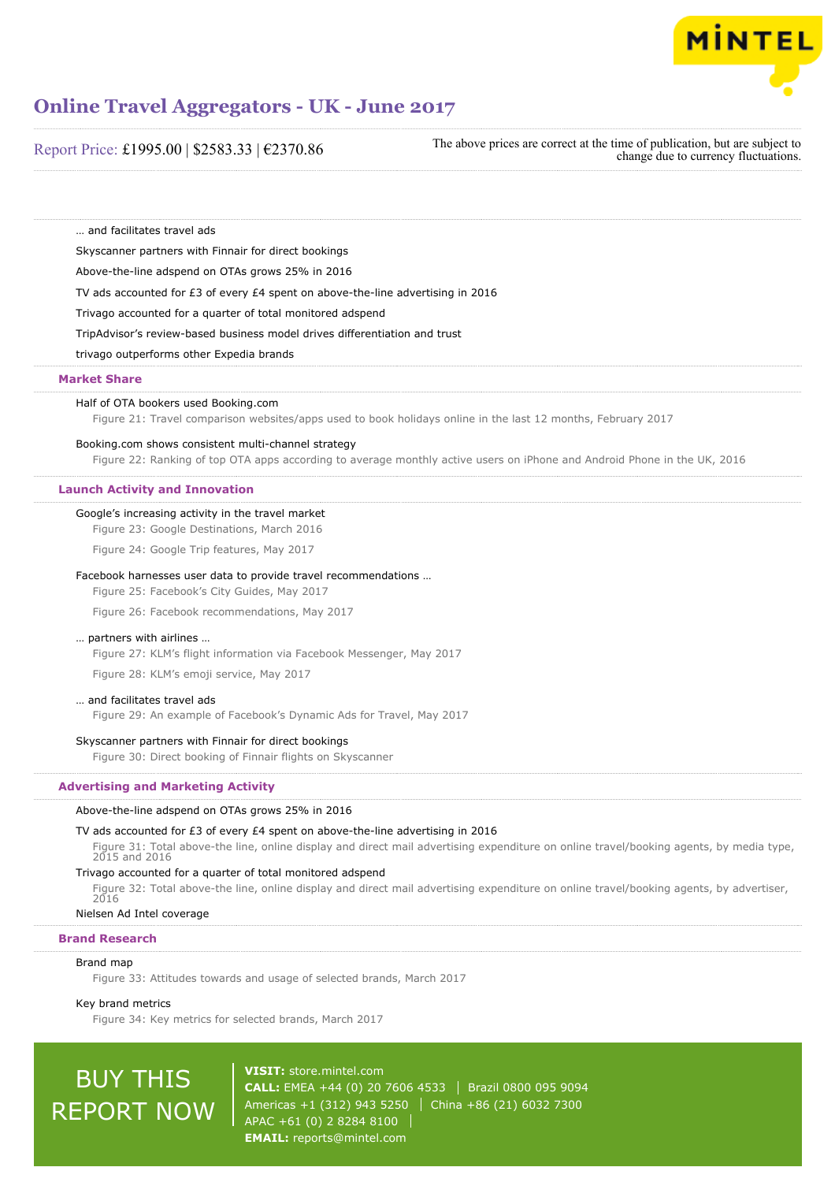… and facilitates travel ads

Skyscanner partners with Finnair for direct bookings

Above-the-line adspend on OTAs grows 25% in 2016

TV ads accounted for £3 of every £4 spent on above-the-line advertising in 2016

Trivago accounted for a quarter of total monitored adspend

TripAdvisor's review-based business model drives differentiation and trust

trivago outperforms other Expedia brands

## Market Share

Half of OTA bookers used Booking.com

Figure 21: Travel comparison websites/apps used to book holidays online in the last 12 months, February 2017

Booking.com shows consistent multi-channel strategy

Figure 22: Ranking of top OTA apps according to average monthly active users on iPhone and Android Phone in the UK, 2016

## Launch Activity and Innovation

Google's increasing activity in the travel market

Figure 23: Google Destinations, March 2016

Figure 24: Google Trip features, May 2017

Facebook harnesses user data to provide travel recommendations …

Figure 25: Facebook's City Guides, May 2017

Figure 26: Facebook recommendations, May 2017

… partners with airlines …

Figure 27: KLM's flight information via Facebook Messenger, May 2017

Figure 28: KLM's emoji service, May 2017

… and facilitates travel ads

Figure 29: An example of Facebook's Dynamic Ads for Travel, May 2017

Skyscanner partners with Finnair for direct bookings

Figure 30: Direct booking of Finnair flights on Skyscanner

## Advertising and Marketing Activity

Above-the-line adspend on OTAs grows 25% in 2016

TV ads accounted for £3 of every £4 spent on above-the-line advertising in 2016

Figure 31: Total above-the line, online display and direct mail advertising expenditure on online travel/booking agents, by media type, 2015 and 2016

Trivago accounted for a quarter of total monitored adspend

Figure 32: Total above-the line, online display and direct mail advertising expenditure on online travel/booking agents, by advertiser, 2016

Nielsen Ad Intel coverage

## Brand Research

Brand map

Figure 33: Attitudes towards and usage of selected brands, March 2017

Key brand metrics

Figure 34: Key metrics for selected brands, March 2017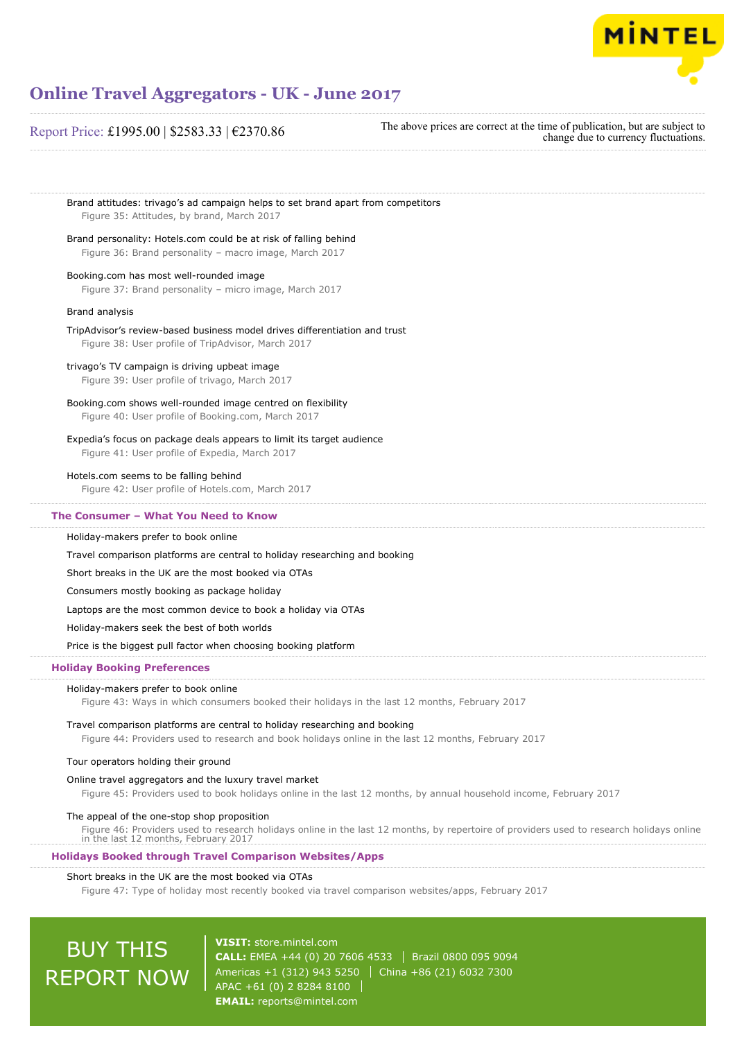Brand attitudes: trivago's ad campaign helps to set brand apart from competitors

Figure 35: Attitudes, by brand, March 2017

Brand personality: Hotels.com could be at risk of falling behind

Figure 36: Brand personality – macro image, March 2017

Booking.com has most well-rounded image

Figure 37: Brand personality – micro image, March 2017

Brand analysis

TripAdvisor's review-based business model drives differentiation and trust

Figure 38: User profile of TripAdvisor, March 2017

trivago's TV campaign is driving upbeat image

Figure 39: User profile of trivago, March 2017

Booking.com shows well-rounded image centred on flexibility

Figure 40: User profile of Booking.com, March 2017

Expedia's focus on package deals appears to limit its target audience

Figure 41: User profile of Expedia, March 2017

Hotels.com seems to be falling behind

Figure 42: User profile of Hotels.com, March 2017

## The Consumer – What You Need to Know

Holiday-makers prefer to book online

Travel comparison platforms are central to holiday researching and booking

Short breaks in the UK are the most booked via OTAs

Consumers mostly booking as package holiday

Laptops are the most common device to book a holiday via OTAs

Holiday-makers seek the best of both worlds

Price is the biggest pull factor when choosing booking platform

## Holiday Booking Preferences

Holiday-makers prefer to book online

Figure 43: Ways in which consumers booked their holidays in the last 12 months, February 2017

Travel comparison platforms are central to holiday researching and booking

Figure 44: Providers used to research and book holidays online in the last 12 months, February 2017

Tour operators holding their ground

Online travel aggregators and the luxury travel market

Figure 45: Providers used to book holidays online in the last 12 months, by annual household income, February 2017

The appeal of the one-stop shop proposition

Figure 46: Providers used to research holidays online in the last 12 months, by repertoire of providers used to research holidays online in the last 12 months, February 2017

## Holidays Booked through Travel Comparison Websites/Apps

Short breaks in the UK are the most booked via OTAs

Figure 47: Type of holiday most recently booked via travel comparison websites/apps, February 2017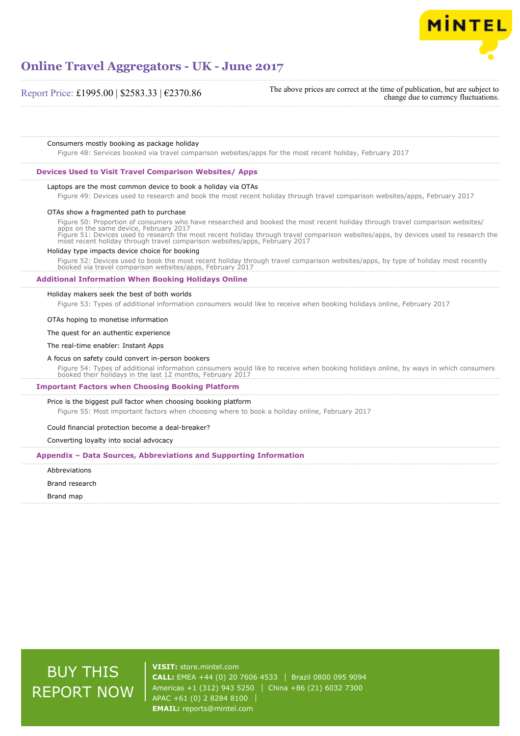Consumers mostly booking as package holiday

Figure 48: Services booked via travel comparison websites/apps for the most recent holiday, February 2017

## Devices Used to Visit Travel Comparison Websites/ Apps

Laptops are the most common device to book a holiday via OTAs

Figure 49: Devices used to research and book the most recent holiday through travel comparison websites/apps, February 2017

OTAs show a fragmented path to purchase

Figure 50: Proportion of consumers who have researched and booked the most recent holiday through travel comparison websites/apps on the same device, February 2017

Figure 51: Devices used to research the most recent holiday through travel comparison websites/apps, by devices used to research the most recent holiday through travel comparison websites/apps, February 2017

Holiday type impacts device choice for booking

Figure 52: Devices used to book the most recent holiday through travel comparison websites/apps, by type of holiday most recently booked via travel comparison websites/apps, February 2017

## Additional Information When Booking Holidays Online

Holiday makers seek the best of both worlds

Figure 53: Types of additional information consumers would like to receive when booking holidays online, February 2017

OTAs hoping to monetise information

The quest for an authentic experience

The real-time enabler: Instant Apps

A focus on safety could convert in-person bookers

Figure 54: Types of additional information consumers would like to receive when booking holidays online, by ways in which consumers booked their holidays in the last 12 months, February 2017

## Important Factors when Choosing Booking Platform

Price is the biggest pull factor when choosing booking platform

Figure 55: Most important factors when choosing where to book a holiday online, February 2017

Could financial protection become a deal-breaker?

Converting loyalty into social advocacy

## Appendix – Data Sources, Abbreviations and Supporting Information

Abbreviations

Brand research

Brand map

BUY THIS REPORT NOW

**VISIT:** store.mintel.com
**CALL:** EMEA +44 (0) 20 7606 4533 | Brazil 0800 095 9094
Americas +1 (312) 943 5250 | China +86 (21) 6032 7300
APAC +61 (0) 2 8284 8100 |
**EMAIL:** reports@mintel.com